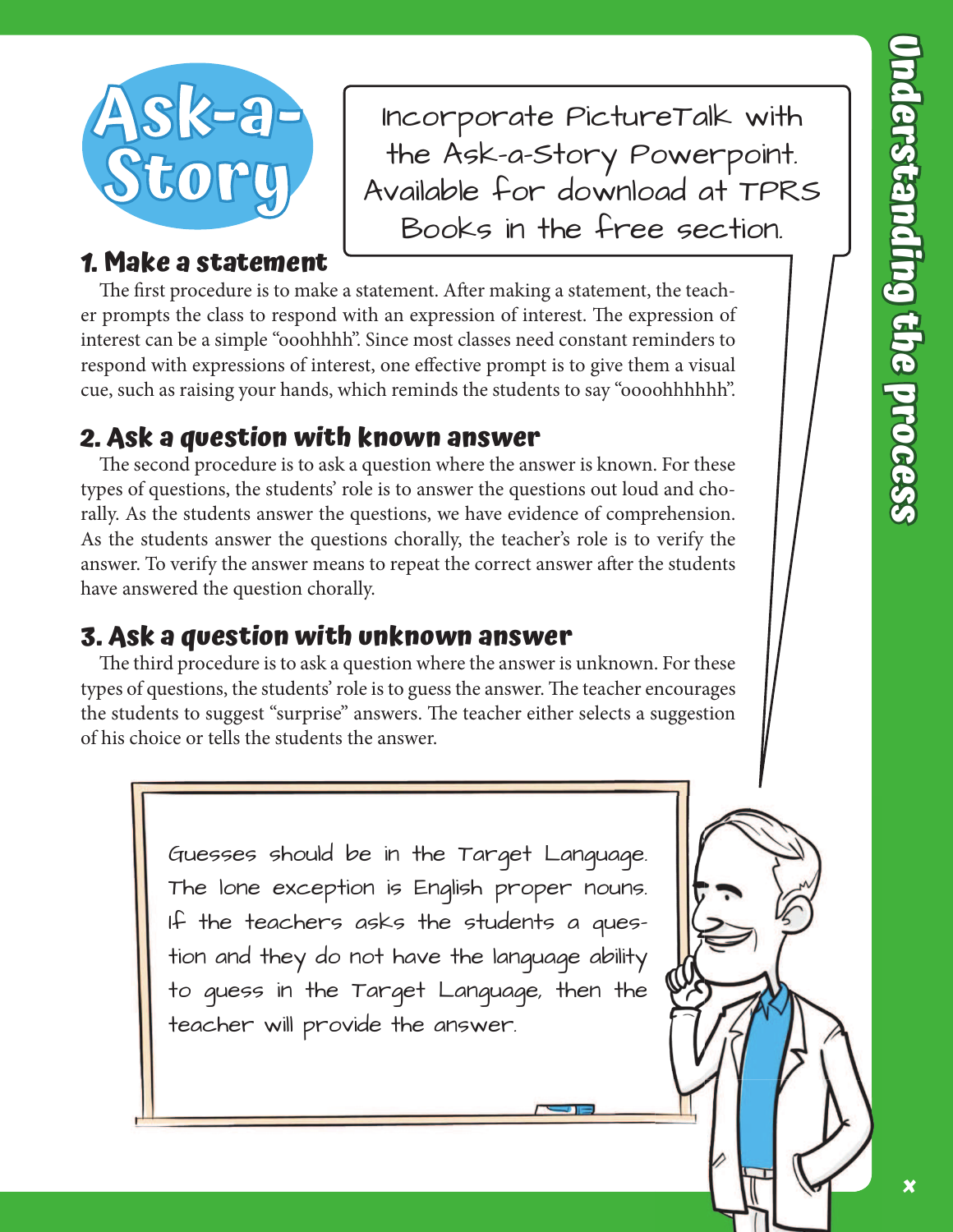# Ask-a-Story

Incorporate PictureTalk with the Ask-a-Story Powerpoint. Available for download at TPRS Books in the free section.

### 1. Make a statement

The first procedure is to make a statement. After making a statement, the teacher prompts the class to respond with an expression of interest. The expression of interest can be a simple "ooohhhh". Since most classes need constant reminders to respond with expressions of interest, one effective prompt is to give them a visual cue, such as raising your hands, which reminds the students to say "oooohhhhhh".

### 2. Ask a *question with known answer*

The second procedure is to ask a question where the answer is known. For these types of questions, the students' role is to answer the questions out loud and chorally. As the students answer the questions, we have evidence of comprehension. As the students answer the questions chorally, the teacher's role is to verify the answer. To verify the answer means to repeat the correct answer after the students have answered the question chorally.

### 3. Ask a *question with unknown answer*

The third procedure is to ask a question where the answer is unknown. For these types of questions, the students' role is to guess the answer. The teacher encourages the students to suggest "surprise" answers. The teacher either selects a suggestion of his choice or tells the students the answer.

Guesses should be in the Target Language. The lone exception is English proper nouns. If the teachers asks the students a question and they do not have the language ability to guess in the Target Language, then the teacher will provide the answer.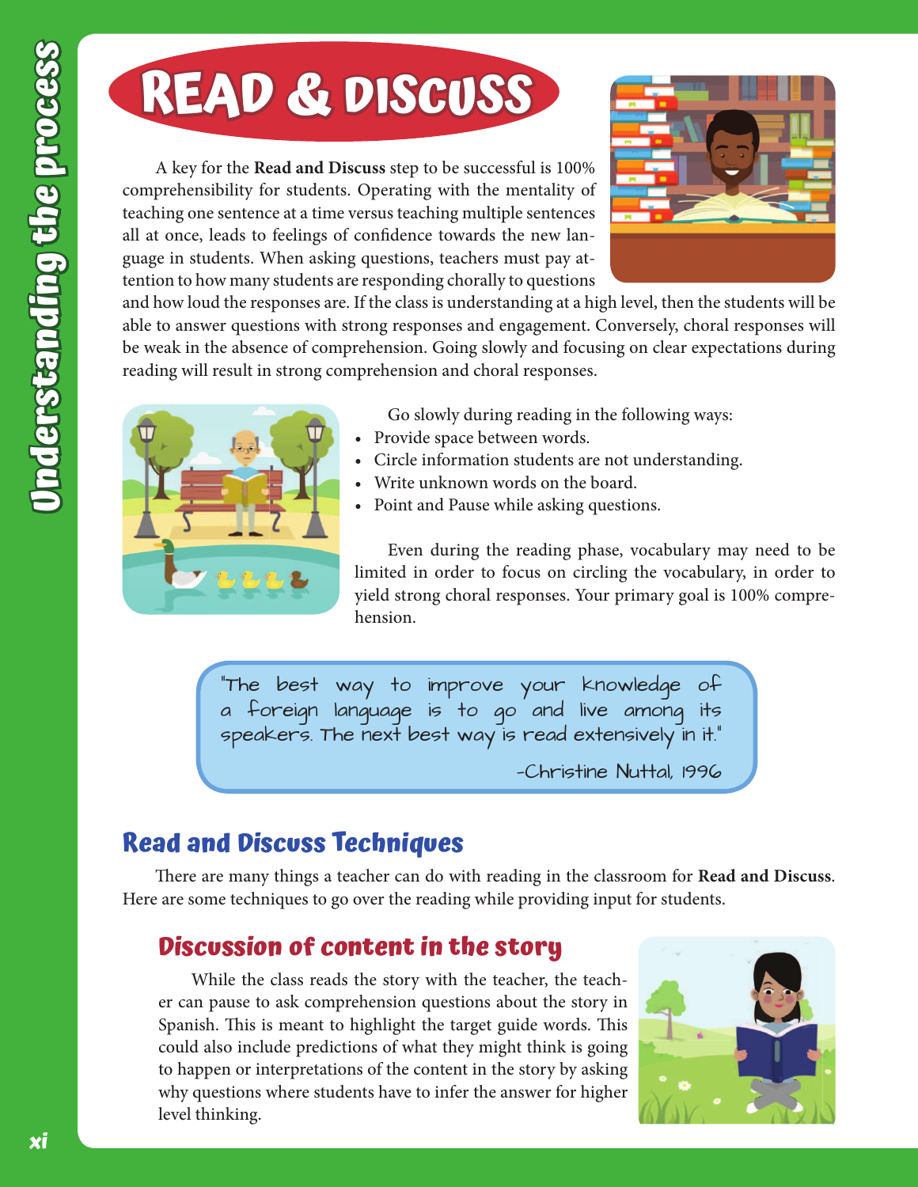# READ & DISCUSS

A key for the **Read and Discuss** step to be successful is 100% comprehensibility for students. Operating with the mentality of teaching one sentence at a time versus teaching multiple sentences all at once, leads to feelings of confidence towards the new language in students. When asking questions, teachers must pay attention to how many students are responding chorally to questions and how loud the responses are. If the class is understanding at a high level, then the students will be able to answer questions with strong responses and engagement. Conversely, choral responses will be weak in the absence of comprehension. Going slowly and focusing on clear expectations during reading will result in strong comprehension and choral responses.

Go slowly during reading in the following ways:

- Provide space between words.
- Circle information students are not understanding.
- Write unknown words on the board.
- Point and Pause while asking questions.

Even during the reading phase, vocabulary may need to be limited in order to focus on circling the vocabulary, in order to yield strong choral responses. Your primary goal is 100% comprehension.

> "The best way to improve your knowledge of a foreign language is to go and live among its speakers. The next best way is read extensively in it."
>
> -Christine Nuttal, 1996

## Read and Discuss Techniques

There are many things a teacher can do with reading in the classroom for **Read and Discuss**. Here are some techniques to go over the reading while providing input for students.

### Discussion of content in the story

While the class reads the story with the teacher, the teacher can pause to ask comprehension questions about the story in Spanish. This is meant to highlight the target guide words. This could also include predictions of what they might think is going to happen or interpretations of the content in the story by asking why questions where students have to infer the answer for higher level thinking.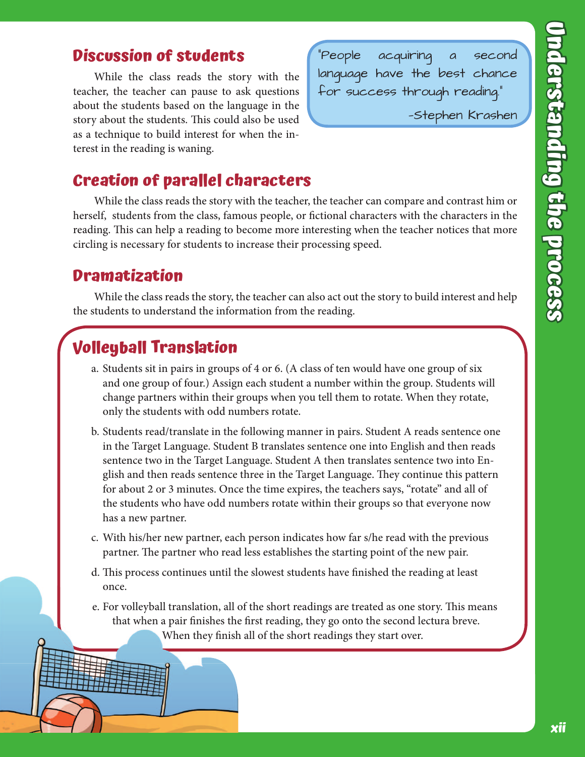## Discussion of students

While the class reads the story with the teacher, the teacher can pause to ask questions about the students based on the language in the story about the students. This could also be used as a technique to build interest for when the interest in the reading is waning.

> "People acquiring a second language have the best chance for success through reading."
>
> -Stephen Krashen

## Creation of parallel characters

While the class reads the story with the teacher, the teacher can compare and contrast him or herself, students from the class, famous people, or fictional characters with the characters in the reading. This can help a reading to become more interesting when the teacher notices that more circling is necessary for students to increase their processing speed.

## Dramatization

While the class reads the story, the teacher can also act out the story to build interest and help the students to understand the information from the reading.

## Volleyball Translation

a. Students sit in pairs in groups of 4 or 6. (A class of ten would have one group of six and one group of four.) Assign each student a number within the group. Students will change partners within their groups when you tell them to rotate. When they rotate, only the students with odd numbers rotate.

b. Students read/translate in the following manner in pairs. Student A reads sentence one in the Target Language. Student B translates sentence one into English and then reads sentence two in the Target Language. Student A then translates sentence two into English and then reads sentence three in the Target Language. They continue this pattern for about 2 or 3 minutes. Once the time expires, the teachers says, "rotate" and all of the students who have odd numbers rotate within their groups so that everyone now has a new partner.

c. With his/her new partner, each person indicates how far s/he read with the previous partner. The partner who read less establishes the starting point of the new pair.

d. This process continues until the slowest students have finished the reading at least once.

e. For volleyball translation, all of the short readings are treated as one story. This means that when a pair finishes the first reading, they go onto the second lectura breve. When they finish all of the short readings they start over.